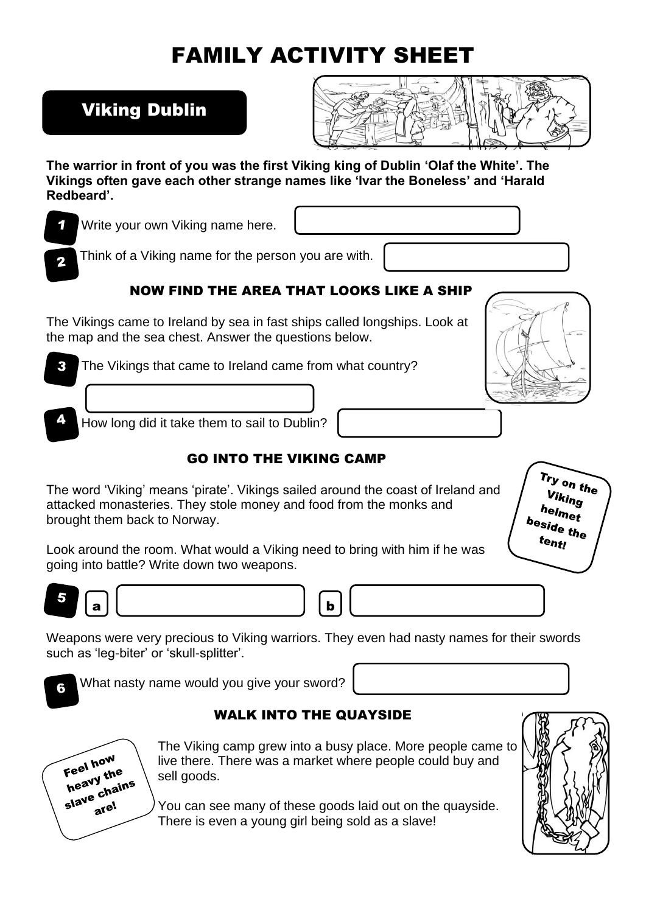# FAMILY ACTIVITY SHEET

## Viking Dublin

**The warrior in front of you was the first Viking king of Dublin 'Olaf the White'. The Vikings often gave each other strange names like 'Ivar the Boneless' and 'Harald Redbeard'.**

1. Write your own Viking name here.
2. Think of a Viking name for the person you are with.

### NOW FIND THE AREA THAT LOOKS LIKE A SHIP

The Vikings came to Ireland by sea in fast ships called longships. Look at the map and the sea chest. Answer the questions below.

3. The Vikings that came to Ireland came from what country?
4. How long did it take them to sail to Dublin?

### GO INTO THE VIKING CAMP

The word 'Viking' means 'pirate'. Vikings sailed around the coast of Ireland and attacked monasteries. They stole money and food from the monks and brought them back to Norway.

Try on the Viking helmet beside the tent!

Look around the room. What would a Viking need to bring with him if he was going into battle? Write down two weapons.

5. a b

Weapons were very precious to Viking warriors. They even had nasty names for their swords such as 'leg-biter' or 'skull-splitter'.

6. What nasty name would you give your sword?

### WALK INTO THE QUAYSIDE

Feel how heavy the slave chains are!

The Viking camp grew into a busy place. More people came to live there. There was a market where people could buy and sell goods.

You can see many of these goods laid out on the quayside. There is even a young girl being sold as a slave!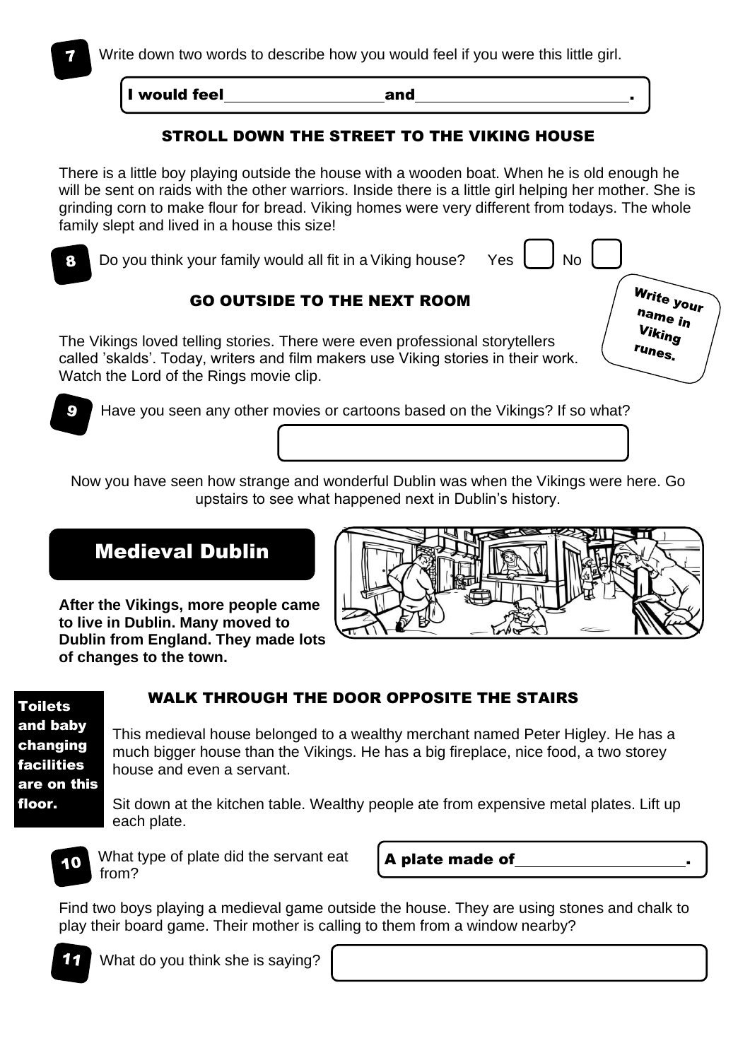**7** Write down two words to describe how you would feel if you were this little girl.

**I would feel\_\_\_\_\_\_\_\_\_\_\_\_\_\_\_\_\_\_and\_\_\_\_\_\_\_\_\_\_\_\_\_\_\_\_\_\_\_\_\_\_.**

### STROLL DOWN THE STREET TO THE VIKING HOUSE

There is a little boy playing outside the house with a wooden boat. When he is old enough he will be sent on raids with the other warriors. Inside there is a little girl helping her mother. She is grinding corn to make flour for bread. Viking homes were very different from todays. The whole family slept and lived in a house this size!

**8** Do you think your family would all fit in a Viking house? Yes ☐ No ☐

### GO OUTSIDE TO THE NEXT ROOM

**Write your name in Viking runes.**

The Vikings loved telling stories. There were even professional storytellers called 'skalds'. Today, writers and film makers use Viking stories in their work. Watch the Lord of the Rings movie clip.

**9** Have you seen any other movies or cartoons based on the Vikings? If so what?

Now you have seen how strange and wonderful Dublin was when the Vikings were here. Go upstairs to see what happened next in Dublin's history.

## Medieval Dublin

**After the Vikings, more people came to live in Dublin. Many moved to Dublin from England. They made lots of changes to the town.**

**Toilets and baby changing facilities are on this floor.**

### WALK THROUGH THE DOOR OPPOSITE THE STAIRS

This medieval house belonged to a wealthy merchant named Peter Higley. He has a much bigger house than the Vikings. He has a big fireplace, nice food, a two storey house and even a servant.

Sit down at the kitchen table. Wealthy people ate from expensive metal plates. Lift up each plate.

**10** What type of plate did the servant eat from?

**A plate made of\_\_\_\_\_\_\_\_\_\_\_\_\_\_\_\_\_\_.**

Find two boys playing a medieval game outside the house. They are using stones and chalk to play their board game. Their mother is calling to them from a window nearby?

**11** What do you think she is saying?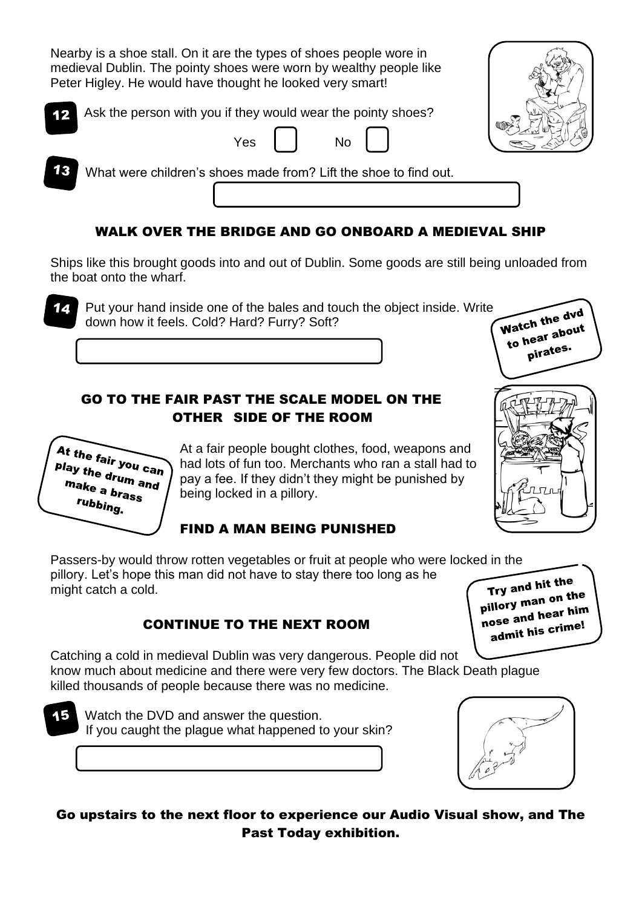Nearby is a shoe stall. On it are the types of shoes people wore in medieval Dublin. The pointy shoes were worn by wealthy people like Peter Higley. He would have thought he looked very smart!

**12** Ask the person with you if they would wear the pointy shoes?

Yes ☐ No ☐

**13** What were children's shoes made from? Lift the shoe to find out.

## WALK OVER THE BRIDGE AND GO ONBOARD A MEDIEVAL SHIP

Ships like this brought goods into and out of Dublin. Some goods are still being unloaded from the boat onto the wharf.

**14** Put your hand inside one of the bales and touch the object inside. Write down how it feels. Cold? Hard? Furry? Soft?

Watch the dvd to hear about pirates.

## GO TO THE FAIR PAST THE SCALE MODEL ON THE OTHER SIDE OF THE ROOM

At the fair you can play the drum and make a brass rubbing.

At a fair people bought clothes, food, weapons and had lots of fun too. Merchants who ran a stall had to pay a fee. If they didn't they might be punished by being locked in a pillory.

## FIND A MAN BEING PUNISHED

Passers-by would throw rotten vegetables or fruit at people who were locked in the pillory. Let's hope this man did not have to stay there too long as he might catch a cold.

Try and hit the pillory man on the nose and hear him admit his crime!

## CONTINUE TO THE NEXT ROOM

Catching a cold in medieval Dublin was very dangerous. People did not know much about medicine and there were very few doctors. The Black Death plague killed thousands of people because there was no medicine.

**15** Watch the DVD and answer the question.
If you caught the plague what happened to your skin?

**Go upstairs to the next floor to experience our Audio Visual show, and The Past Today exhibition.**